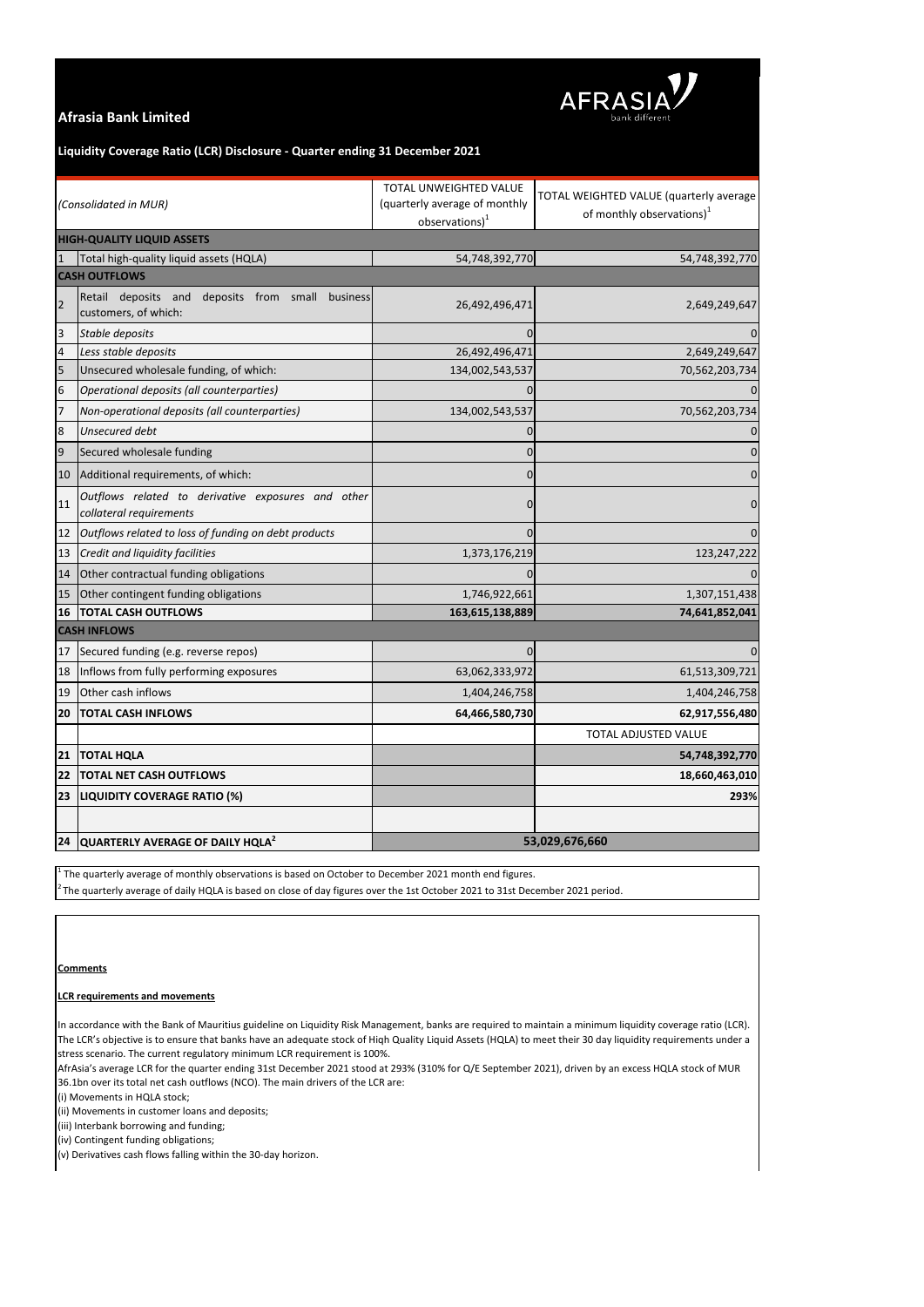**Afrasia Bank Limited**

**Liquidity Coverage Ratio (LCR) Disclosure - Quarter ending 31 December 2021**

| | *(Consolidated in MUR)* | TOTAL UNWEIGHTED VALUE (quarterly average of monthly observations)[1] | TOTAL WEIGHTED VALUE (quarterly average of monthly observations)[1] |
|---|---|---|---|
| | **HIGH-QUALITY LIQUID ASSETS** | | |
| 1 | Total high-quality liquid assets (HQLA) | 54,748,392,770 | 54,748,392,770 |
| | **CASH OUTFLOWS** | | |
| 2 | Retail deposits and deposits from small business customers, of which: | 26,492,496,471 | 2,649,249,647 |
| 3 | *Stable deposits* | 0 | 0 |
| 4 | *Less stable deposits* | 26,492,496,471 | 2,649,249,647 |
| 5 | Unsecured wholesale funding, of which: | 134,002,543,537 | 70,562,203,734 |
| 6 | *Operational deposits (all counterparties)* | 0 | 0 |
| 7 | *Non-operational deposits (all counterparties)* | 134,002,543,537 | 70,562,203,734 |
| 8 | *Unsecured debt* | 0 | 0 |
| 9 | Secured wholesale funding | 0 | 0 |
| 10 | Additional requirements, of which: | 0 | 0 |
| 11 | *Outflows related to derivative exposures and other collateral requirements* | 0 | 0 |
| 12 | *Outflows related to loss of funding on debt products* | 0 | 0 |
| 13 | *Credit and liquidity facilities* | 1,373,176,219 | 123,247,222 |
| 14 | Other contractual funding obligations | 0 | 0 |
| 15 | Other contingent funding obligations | 1,746,922,661 | 1,307,151,438 |
| **16** | **TOTAL CASH OUTFLOWS** | **163,615,138,889** | **74,641,852,041** |
| | **CASH INFLOWS** | | |
| 17 | Secured funding (e.g. reverse repos) | 0 | 0 |
| 18 | Inflows from fully performing exposures | 63,062,333,972 | 61,513,309,721 |
| 19 | Other cash inflows | 1,404,246,758 | 1,404,246,758 |
| **20** | **TOTAL CASH INFLOWS** | **64,466,580,730** | **62,917,556,480** |
| | | | TOTAL ADJUSTED VALUE |
| **21** | **TOTAL HQLA** | | **54,748,392,770** |
| **22** | **TOTAL NET CASH OUTFLOWS** | | **18,660,463,010** |
| **23** | **LIQUIDITY COVERAGE RATIO (%)** | | **293%** |
| | | | |
| **24** | **QUARTERLY AVERAGE OF DAILY HQLA[2]** | 53,029,676,660 | |

[1] The quarterly average of monthly observations is based on October to December 2021 month end figures.

[2] The quarterly average of daily HQLA is based on close of day figures over the 1st October 2021 to 31st December 2021 period.

**Comments**

**LCR requirements and movements**

In accordance with the Bank of Mauritius guideline on Liquidity Risk Management, banks are required to maintain a minimum liquidity coverage ratio (LCR). The LCR's objective is to ensure that banks have an adequate stock of Hiqh Quality Liquid Assets (HQLA) to meet their 30 day liquidity requirements under a stress scenario. The current regulatory minimum LCR requirement is 100%.

AfrAsia's average LCR for the quarter ending 31st December 2021 stood at 293% (310% for Q/E September 2021), driven by an excess HQLA stock of MUR 36.1bn over its total net cash outflows (NCO). The main drivers of the LCR are:

(i) Movements in HQLA stock;

(ii) Movements in customer loans and deposits;

(iii) Interbank borrowing and funding;

(iv) Contingent funding obligations;

(v) Derivatives cash flows falling within the 30-day horizon.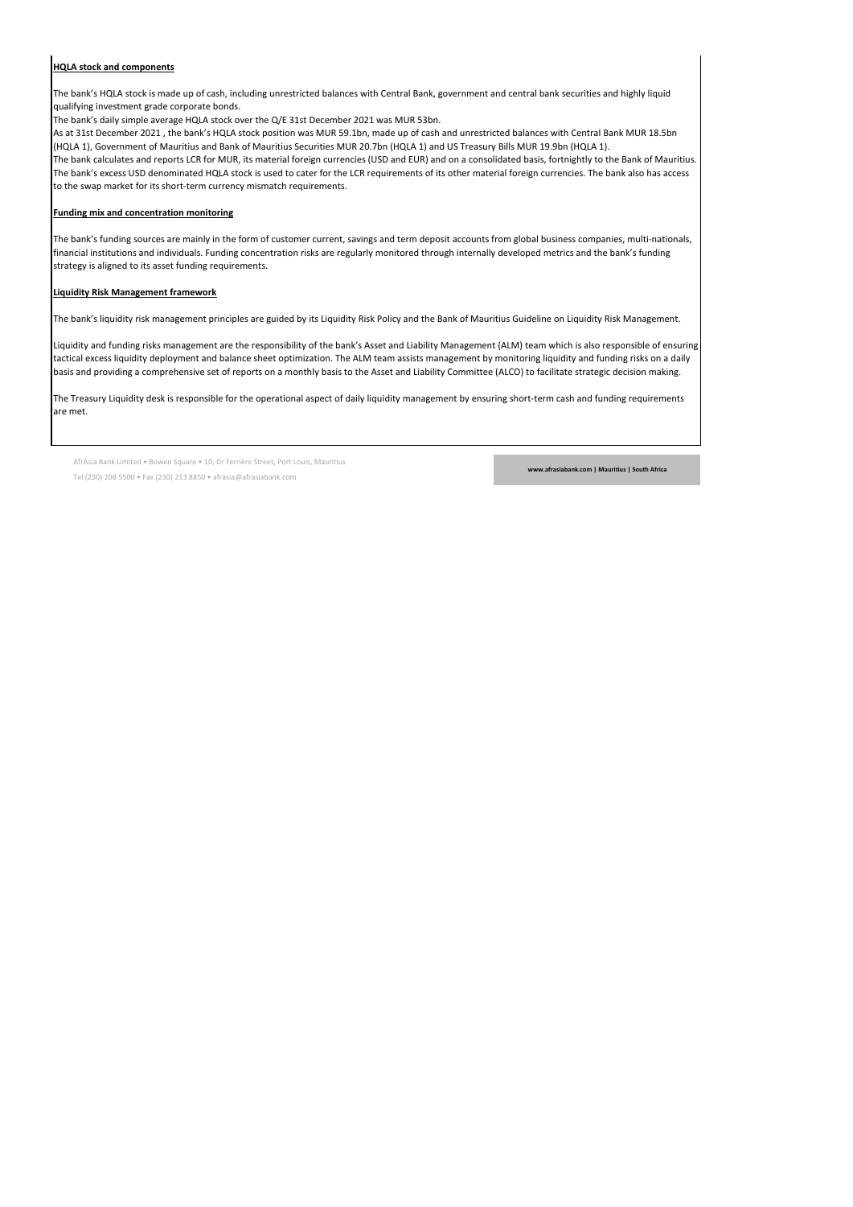**HQLA stock and components**

The bank's HQLA stock is made up of cash, including unrestricted balances with Central Bank, government and central bank securities and highly liquid qualifying investment grade corporate bonds.

The bank's daily simple average HQLA stock over the Q/E 31st December 2021 was MUR 53bn.

As at 31st December 2021 , the bank's HQLA stock position was MUR 59.1bn, made up of cash and unrestricted balances with Central Bank MUR 18.5bn (HQLA 1), Government of Mauritius and Bank of Mauritius Securities MUR 20.7bn (HQLA 1) and US Treasury Bills MUR 19.9bn (HQLA 1).

The bank calculates and reports LCR for MUR, its material foreign currencies (USD and EUR) and on a consolidated basis, fortnightly to the Bank of Mauritius. The bank's excess USD denominated HQLA stock is used to cater for the LCR requirements of its other material foreign currencies. The bank also has access to the swap market for its short-term currency mismatch requirements.

**Funding mix and concentration monitoring**

The bank's funding sources are mainly in the form of customer current, savings and term deposit accounts from global business companies, multi-nationals, financial institutions and individuals. Funding concentration risks are regularly monitored through internally developed metrics and the bank's funding strategy is aligned to its asset funding requirements.

**Liquidity Risk Management framework**

The bank's liquidity risk management principles are guided by its Liquidity Risk Policy and the Bank of Mauritius Guideline on Liquidity Risk Management.

Liquidity and funding risks management are the responsibility of the bank's Asset and Liability Management (ALM) team which is also responsible of ensuring tactical excess liquidity deployment and balance sheet optimization. The ALM team assists management by monitoring liquidity and funding risks on a daily basis and providing a comprehensive set of reports on a monthly basis to the Asset and Liability Committee (ALCO) to facilitate strategic decision making.

The Treasury Liquidity desk is responsible for the operational aspect of daily liquidity management by ensuring short-term cash and funding requirements are met.